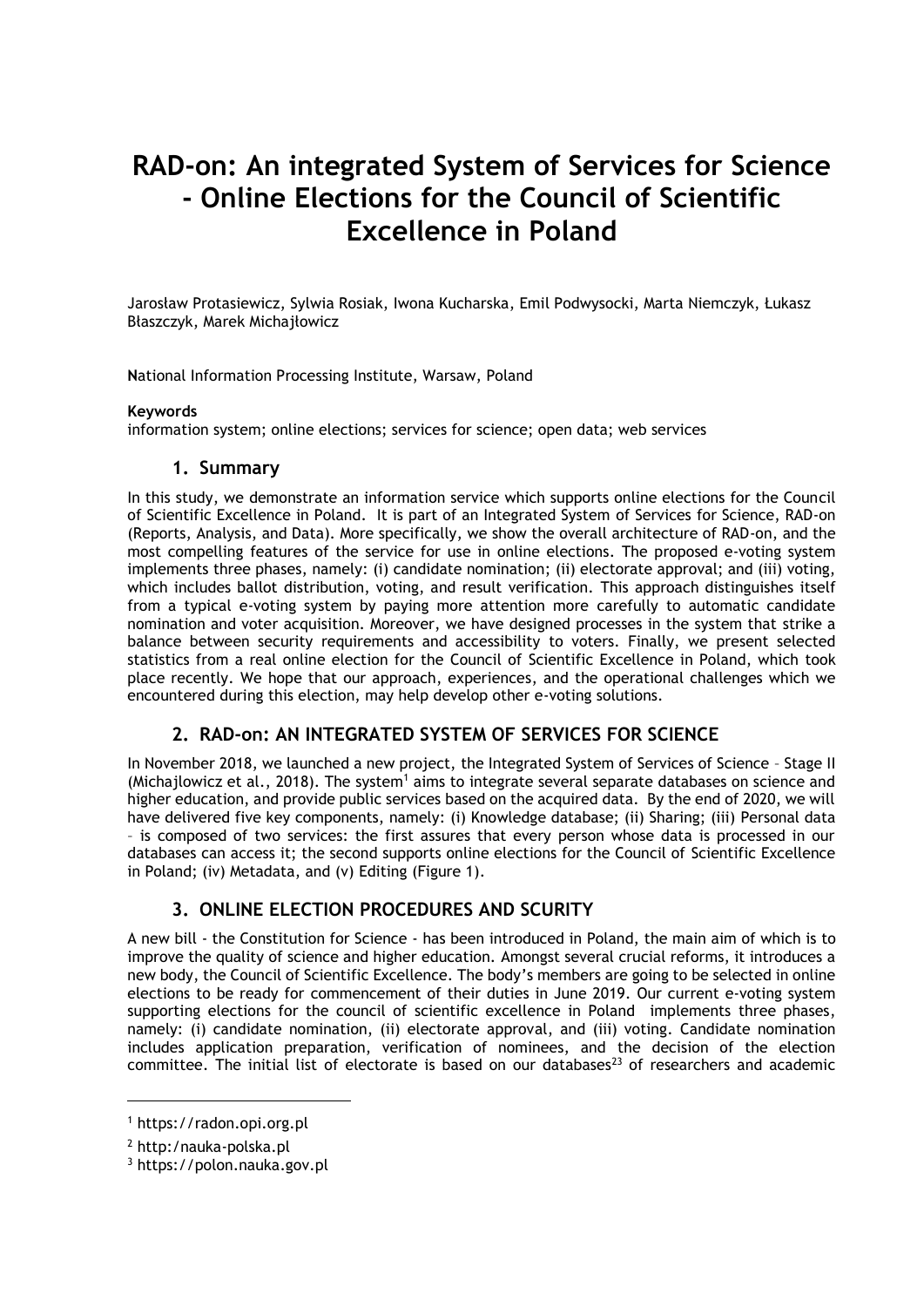# RAD-on: An integrated System of Services for Science - Online Elections for the Council of Scientific Excellence in Poland

Jarosław Protasiewicz, Sylwia Rosiak, Iwona Kucharska, Emil Podwysocki, Marta Niemczyk, Łukasz Błaszczyk, Marek Michajłowicz

**N**ational Information Processing Institute, Warsaw, Poland

**Keywords**
information system; online elections; services for science; open data; web services

## 1. Summary

In this study, we demonstrate an information service which supports online elections for the Council of Scientific Excellence in Poland. It is part of an Integrated System of Services for Science, RAD-on (Reports, Analysis, and Data). More specifically, we show the overall architecture of RAD-on, and the most compelling features of the service for use in online elections. The proposed e-voting system implements three phases, namely: (i) candidate nomination; (ii) electorate approval; and (iii) voting, which includes ballot distribution, voting, and result verification. This approach distinguishes itself from a typical e-voting system by paying more attention more carefully to automatic candidate nomination and voter acquisition. Moreover, we have designed processes in the system that strike a balance between security requirements and accessibility to voters. Finally, we present selected statistics from a real online election for the Council of Scientific Excellence in Poland, which took place recently. We hope that our approach, experiences, and the operational challenges which we encountered during this election, may help develop other e-voting solutions.

## 2. RAD-on: AN INTEGRATED SYSTEM OF SERVICES FOR SCIENCE

In November 2018, we launched a new project, the Integrated System of Services of Science – Stage II (Michajlowicz et al., 2018). The system[1] aims to integrate several separate databases on science and higher education, and provide public services based on the acquired data. By the end of 2020, we will have delivered five key components, namely: (i) Knowledge database; (ii) Sharing; (iii) Personal data – is composed of two services: the first assures that every person whose data is processed in our databases can access it; the second supports online elections for the Council of Scientific Excellence in Poland; (iv) Metadata, and (v) Editing (Figure 1).

## 3. ONLINE ELECTION PROCEDURES AND SCURITY

A new bill - the Constitution for Science - has been introduced in Poland, the main aim of which is to improve the quality of science and higher education. Amongst several crucial reforms, it introduces a new body, the Council of Scientific Excellence. The body's members are going to be selected in online elections to be ready for commencement of their duties in June 2019. Our current e-voting system supporting elections for the council of scientific excellence in Poland implements three phases, namely: (i) candidate nomination, (ii) electorate approval, and (iii) voting. Candidate nomination includes application preparation, verification of nominees, and the decision of the election committee. The initial list of electorate is based on our databases[2][3] of researchers and academic

---

[1] https://radon.opi.org.pl

[2] http:/nauka-polska.pl

[3] https://polon.nauka.gov.pl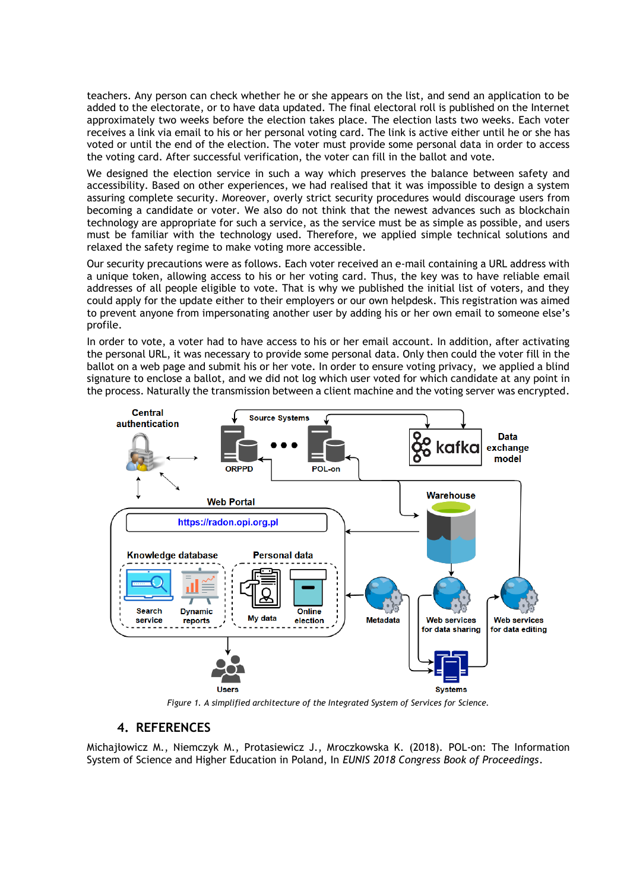teachers. Any person can check whether he or she appears on the list, and send an application to be added to the electorate, or to have data updated. The final electoral roll is published on the Internet approximately two weeks before the election takes place. The election lasts two weeks. Each voter receives a link via email to his or her personal voting card. The link is active either until he or she has voted or until the end of the election. The voter must provide some personal data in order to access the voting card. After successful verification, the voter can fill in the ballot and vote.

We designed the election service in such a way which preserves the balance between safety and accessibility. Based on other experiences, we had realised that it was impossible to design a system assuring complete security. Moreover, overly strict security procedures would discourage users from becoming a candidate or voter. We also do not think that the newest advances such as blockchain technology are appropriate for such a service, as the service must be as simple as possible, and users must be familiar with the technology used. Therefore, we applied simple technical solutions and relaxed the safety regime to make voting more accessible.

Our security precautions were as follows. Each voter received an e-mail containing a URL address with a unique token, allowing access to his or her voting card. Thus, the key was to have reliable email addresses of all people eligible to vote. That is why we published the initial list of voters, and they could apply for the update either to their employers or our own helpdesk. This registration was aimed to prevent anyone from impersonating another user by adding his or her own email to someone else's profile.

In order to vote, a voter had to have access to his or her email account. In addition, after activating the personal URL, it was necessary to provide some personal data. Only then could the voter fill in the ballot on a web page and submit his or her vote. In order to ensure voting privacy, we applied a blind signature to enclose a ballot, and we did not log which user voted for which candidate at any point in the process. Naturally the transmission between a client machine and the voting server was encrypted.

*Figure 1. A simplified architecture of the Integrated System of Services for Science.*

## 4. REFERENCES

Michajłowicz M., Niemczyk M., Protasiewicz J., Mroczkowska K. (2018). POL-on: The Information System of Science and Higher Education in Poland, In *EUNIS 2018 Congress Book of Proceedings*.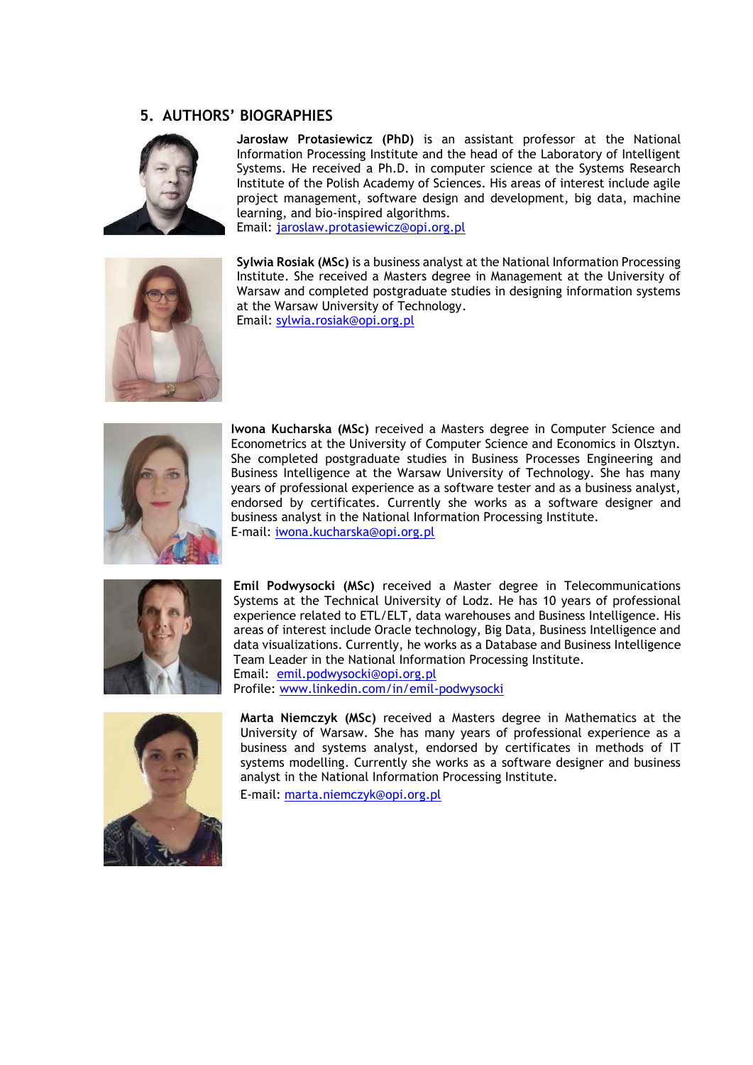## 5. AUTHORS' BIOGRAPHIES

**Jarosław Protasiewicz (PhD)** is an assistant professor at the National Information Processing Institute and the head of the Laboratory of Intelligent Systems. He received a Ph.D. in computer science at the Systems Research Institute of the Polish Academy of Sciences. His areas of interest include agile project management, software design and development, big data, machine learning, and bio-inspired algorithms.
Email: jaroslaw.protasiewicz@opi.org.pl

**Sylwia Rosiak (MSc)** is a business analyst at the National Information Processing Institute. She received a Masters degree in Management at the University of Warsaw and completed postgraduate studies in designing information systems at the Warsaw University of Technology.
Email: sylwia.rosiak@opi.org.pl

**Iwona Kucharska (MSc)** received a Masters degree in Computer Science and Econometrics at the University of Computer Science and Economics in Olsztyn. She completed postgraduate studies in Business Processes Engineering and Business Intelligence at the Warsaw University of Technology. She has many years of professional experience as a software tester and as a business analyst, endorsed by certificates. Currently she works as a software designer and business analyst in the National Information Processing Institute.
E-mail: iwona.kucharska@opi.org.pl

**Emil Podwysocki (MSc)** received a Master degree in Telecommunications Systems at the Technical University of Lodz. He has 10 years of professional experience related to ETL/ELT, data warehouses and Business Intelligence. His areas of interest include Oracle technology, Big Data, Business Intelligence and data visualizations. Currently, he works as a Database and Business Intelligence Team Leader in the National Information Processing Institute.
Email: emil.podwysocki@opi.org.pl
Profile: www.linkedin.com/in/emil-podwysocki

**Marta Niemczyk (MSc)** received a Masters degree in Mathematics at the University of Warsaw. She has many years of professional experience as a business and systems analyst, endorsed by certificates in methods of IT systems modelling. Currently she works as a software designer and business analyst in the National Information Processing Institute.
E-mail: marta.niemczyk@opi.org.pl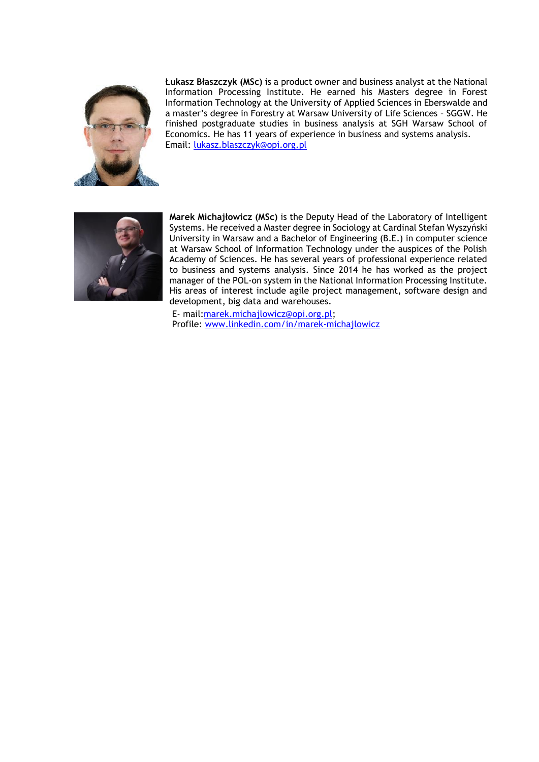**Łukasz Błaszczyk (MSc)** is a product owner and business analyst at the National Information Processing Institute. He earned his Masters degree in Forest Information Technology at the University of Applied Sciences in Eberswalde and a master's degree in Forestry at Warsaw University of Life Sciences – SGGW. He finished postgraduate studies in business analysis at SGH Warsaw School of Economics. He has 11 years of experience in business and systems analysis.
Email: lukasz.blaszczyk@opi.org.pl

**Marek Michajłowicz (MSc)** is the Deputy Head of the Laboratory of Intelligent Systems. He received a Master degree in Sociology at Cardinal Stefan Wyszyński University in Warsaw and a Bachelor of Engineering (B.E.) in computer science at Warsaw School of Information Technology under the auspices of the Polish Academy of Sciences. He has several years of professional experience related to business and systems analysis. Since 2014 he has worked as the project manager of the POL-on system in the National Information Processing Institute. His areas of interest include agile project management, software design and development, big data and warehouses.
E- mail:marek.michajlowicz@opi.org.pl;
Profile: www.linkedin.com/in/marek-michajlowicz